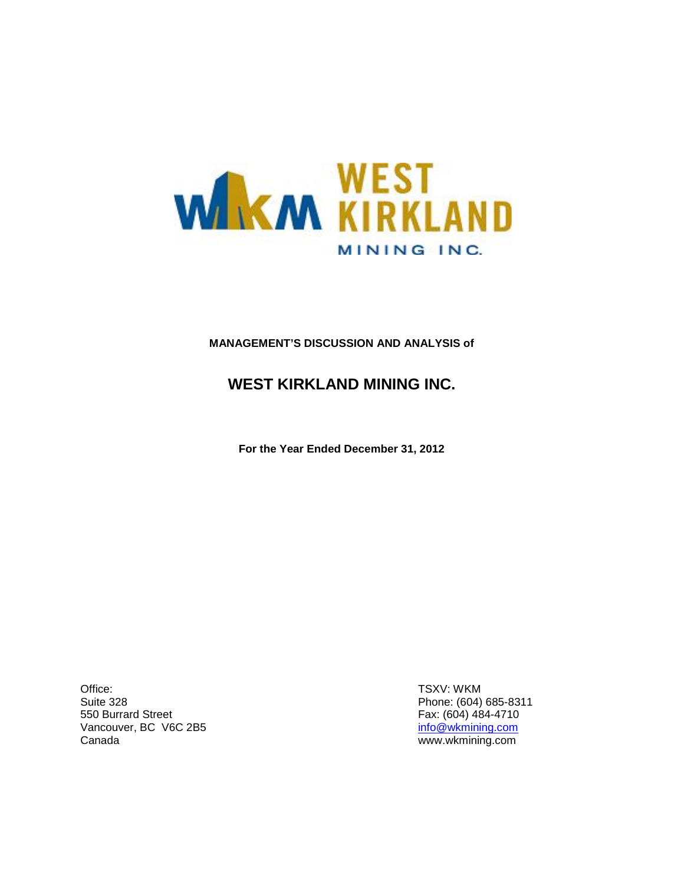**MANAGEMENT'S DISCUSSION AND ANALYSIS of**

# WEST KIRKLAND MINING INC.

**For the Year Ended December 31, 2012**

Office:
Suite 328
550 Burrard Street
Vancouver, BC V6C 2B5
Canada

TSXV: WKM
Phone: (604) 685-8311
Fax: (604) 484-4710
info@wkmining.com
www.wkmining.com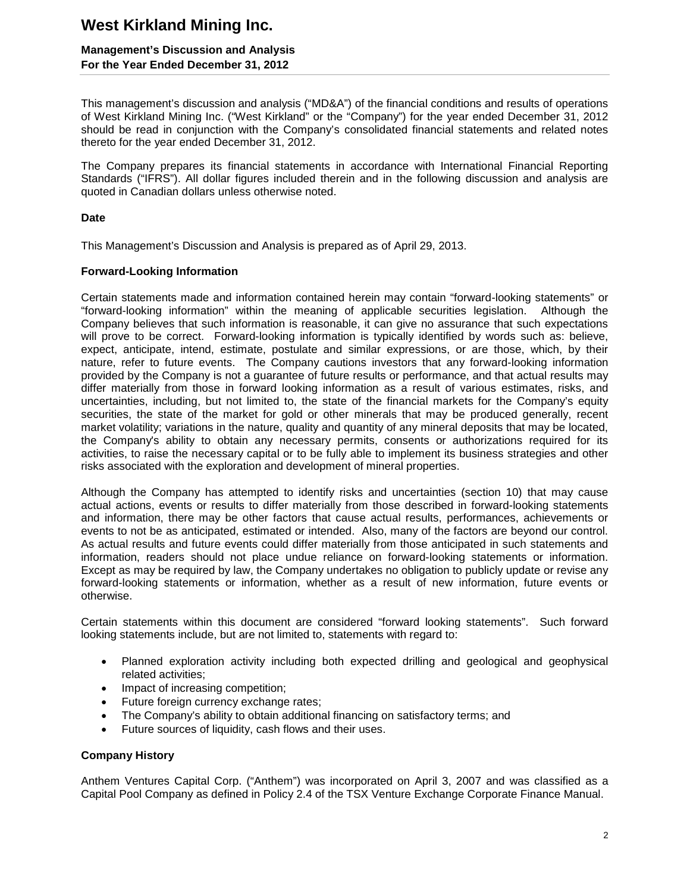This management's discussion and analysis ("MD&A") of the financial conditions and results of operations of West Kirkland Mining Inc. ("West Kirkland" or the "Company") for the year ended December 31, 2012 should be read in conjunction with the Company's consolidated financial statements and related notes thereto for the year ended December 31, 2012.

The Company prepares its financial statements in accordance with International Financial Reporting Standards ("IFRS"). All dollar figures included therein and in the following discussion and analysis are quoted in Canadian dollars unless otherwise noted.

**Date**

This Management's Discussion and Analysis is prepared as of April 29, 2013.

**Forward-Looking Information**

Certain statements made and information contained herein may contain "forward-looking statements" or "forward-looking information" within the meaning of applicable securities legislation. Although the Company believes that such information is reasonable, it can give no assurance that such expectations will prove to be correct. Forward-looking information is typically identified by words such as: believe, expect, anticipate, intend, estimate, postulate and similar expressions, or are those, which, by their nature, refer to future events. The Company cautions investors that any forward-looking information provided by the Company is not a guarantee of future results or performance, and that actual results may differ materially from those in forward looking information as a result of various estimates, risks, and uncertainties, including, but not limited to, the state of the financial markets for the Company's equity securities, the state of the market for gold or other minerals that may be produced generally, recent market volatility; variations in the nature, quality and quantity of any mineral deposits that may be located, the Company's ability to obtain any necessary permits, consents or authorizations required for its activities, to raise the necessary capital or to be fully able to implement its business strategies and other risks associated with the exploration and development of mineral properties.

Although the Company has attempted to identify risks and uncertainties (section 10) that may cause actual actions, events or results to differ materially from those described in forward-looking statements and information, there may be other factors that cause actual results, performances, achievements or events to not be as anticipated, estimated or intended. Also, many of the factors are beyond our control. As actual results and future events could differ materially from those anticipated in such statements and information, readers should not place undue reliance on forward-looking statements or information. Except as may be required by law, the Company undertakes no obligation to publicly update or revise any forward-looking statements or information, whether as a result of new information, future events or otherwise.

Certain statements within this document are considered "forward looking statements". Such forward looking statements include, but are not limited to, statements with regard to:

- Planned exploration activity including both expected drilling and geological and geophysical related activities;
- Impact of increasing competition;
- Future foreign currency exchange rates;
- The Company's ability to obtain additional financing on satisfactory terms; and
- Future sources of liquidity, cash flows and their uses.

**Company History**

Anthem Ventures Capital Corp. ("Anthem") was incorporated on April 3, 2007 and was classified as a Capital Pool Company as defined in Policy 2.4 of the TSX Venture Exchange Corporate Finance Manual.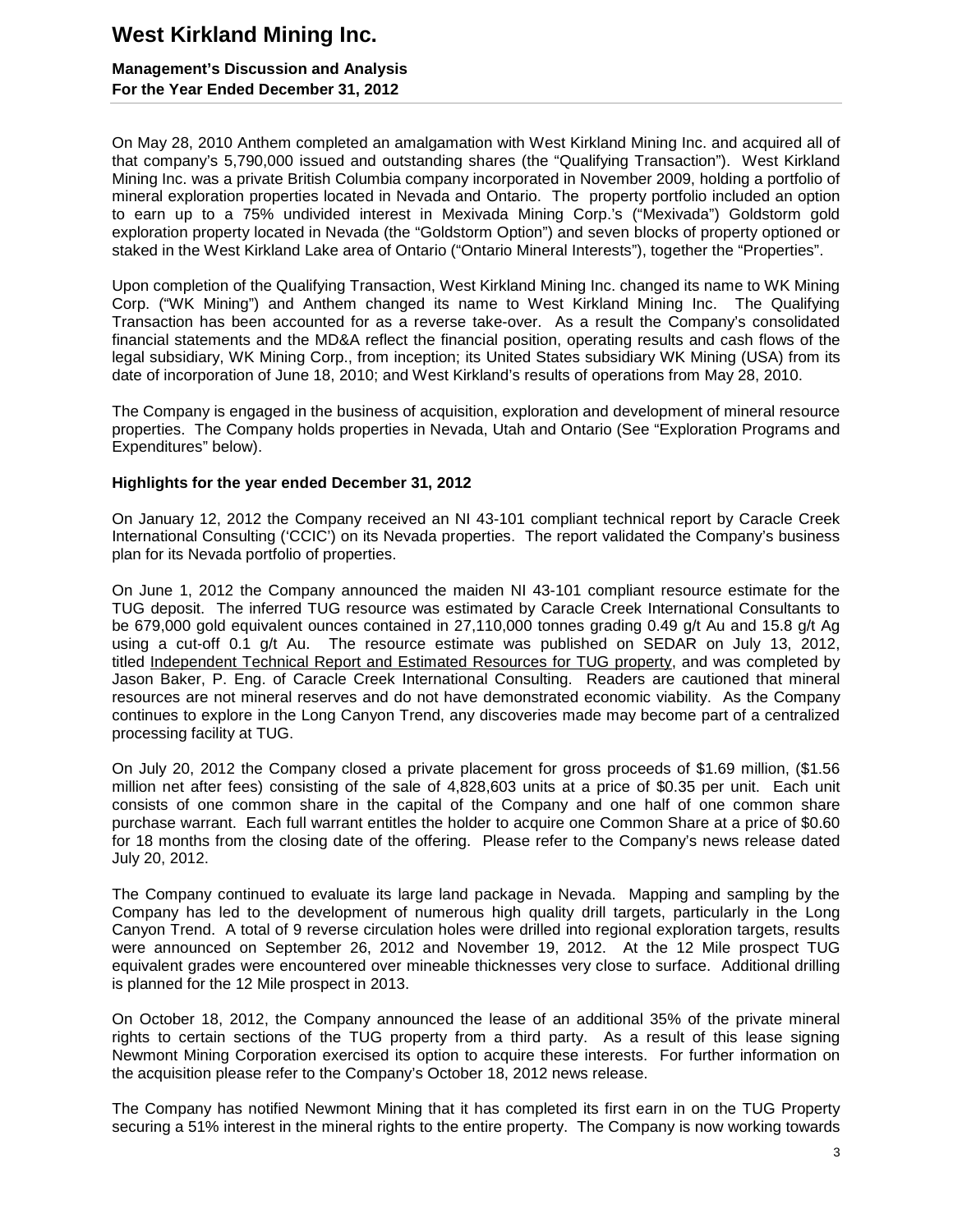On May 28, 2010 Anthem completed an amalgamation with West Kirkland Mining Inc. and acquired all of that company's 5,790,000 issued and outstanding shares (the "Qualifying Transaction"). West Kirkland Mining Inc. was a private British Columbia company incorporated in November 2009, holding a portfolio of mineral exploration properties located in Nevada and Ontario. The property portfolio included an option to earn up to a 75% undivided interest in Mexivada Mining Corp.'s ("Mexivada") Goldstorm gold exploration property located in Nevada (the "Goldstorm Option") and seven blocks of property optioned or staked in the West Kirkland Lake area of Ontario ("Ontario Mineral Interests"), together the "Properties".

Upon completion of the Qualifying Transaction, West Kirkland Mining Inc. changed its name to WK Mining Corp. ("WK Mining") and Anthem changed its name to West Kirkland Mining Inc. The Qualifying Transaction has been accounted for as a reverse take-over. As a result the Company's consolidated financial statements and the MD&A reflect the financial position, operating results and cash flows of the legal subsidiary, WK Mining Corp., from inception; its United States subsidiary WK Mining (USA) from its date of incorporation of June 18, 2010; and West Kirkland's results of operations from May 28, 2010.

The Company is engaged in the business of acquisition, exploration and development of mineral resource properties. The Company holds properties in Nevada, Utah and Ontario (See "Exploration Programs and Expenditures" below).

### Highlights for the year ended December 31, 2012

On January 12, 2012 the Company received an NI 43-101 compliant technical report by Caracle Creek International Consulting ('CCIC') on its Nevada properties. The report validated the Company's business plan for its Nevada portfolio of properties.

On June 1, 2012 the Company announced the maiden NI 43-101 compliant resource estimate for the TUG deposit. The inferred TUG resource was estimated by Caracle Creek International Consultants to be 679,000 gold equivalent ounces contained in 27,110,000 tonnes grading 0.49 g/t Au and 15.8 g/t Ag using a cut-off 0.1 g/t Au. The resource estimate was published on SEDAR on July 13, 2012, titled Independent Technical Report and Estimated Resources for TUG property, and was completed by Jason Baker, P. Eng. of Caracle Creek International Consulting. Readers are cautioned that mineral resources are not mineral reserves and do not have demonstrated economic viability. As the Company continues to explore in the Long Canyon Trend, any discoveries made may become part of a centralized processing facility at TUG.

On July 20, 2012 the Company closed a private placement for gross proceeds of $1.69 million, ($1.56 million net after fees) consisting of the sale of 4,828,603 units at a price of $0.35 per unit. Each unit consists of one common share in the capital of the Company and one half of one common share purchase warrant. Each full warrant entitles the holder to acquire one Common Share at a price of $0.60 for 18 months from the closing date of the offering. Please refer to the Company's news release dated July 20, 2012.

The Company continued to evaluate its large land package in Nevada. Mapping and sampling by the Company has led to the development of numerous high quality drill targets, particularly in the Long Canyon Trend. A total of 9 reverse circulation holes were drilled into regional exploration targets, results were announced on September 26, 2012 and November 19, 2012. At the 12 Mile prospect TUG equivalent grades were encountered over mineable thicknesses very close to surface. Additional drilling is planned for the 12 Mile prospect in 2013.

On October 18, 2012, the Company announced the lease of an additional 35% of the private mineral rights to certain sections of the TUG property from a third party. As a result of this lease signing Newmont Mining Corporation exercised its option to acquire these interests. For further information on the acquisition please refer to the Company's October 18, 2012 news release.

The Company has notified Newmont Mining that it has completed its first earn in on the TUG Property securing a 51% interest in the mineral rights to the entire property. The Company is now working towards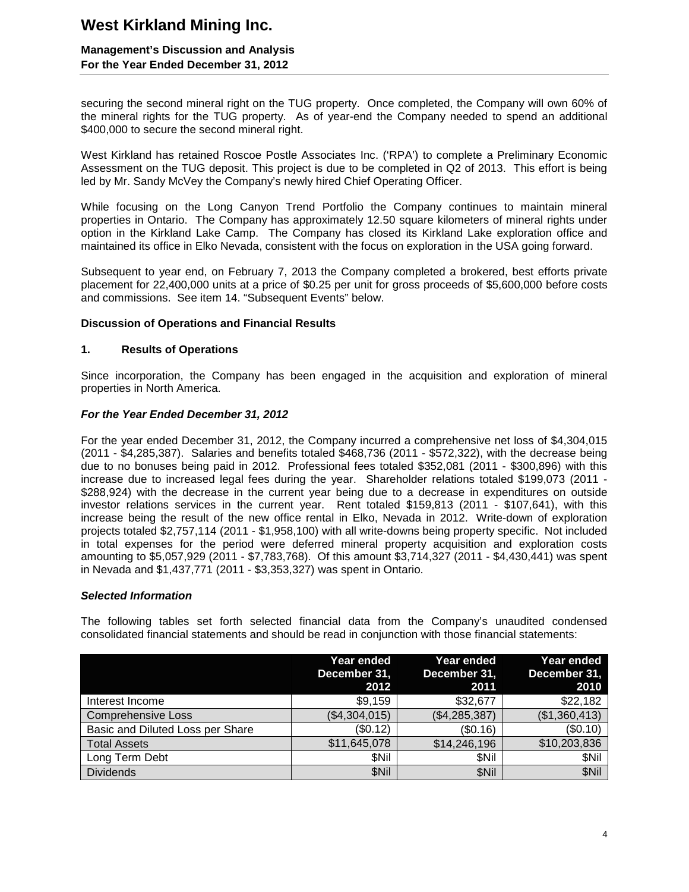securing the second mineral right on the TUG property. Once completed, the Company will own 60% of the mineral rights for the TUG property. As of year-end the Company needed to spend an additional $400,000 to secure the second mineral right.

West Kirkland has retained Roscoe Postle Associates Inc. ('RPA') to complete a Preliminary Economic Assessment on the TUG deposit. This project is due to be completed in Q2 of 2013. This effort is being led by Mr. Sandy McVey the Company's newly hired Chief Operating Officer.

While focusing on the Long Canyon Trend Portfolio the Company continues to maintain mineral properties in Ontario. The Company has approximately 12.50 square kilometers of mineral rights under option in the Kirkland Lake Camp. The Company has closed its Kirkland Lake exploration office and maintained its office in Elko Nevada, consistent with the focus on exploration in the USA going forward.

Subsequent to year end, on February 7, 2013 the Company completed a brokered, best efforts private placement for 22,400,000 units at a price of $0.25 per unit for gross proceeds of $5,600,000 before costs and commissions. See item 14. "Subsequent Events" below.

**Discussion of Operations and Financial Results**

**1. Results of Operations**

Since incorporation, the Company has been engaged in the acquisition and exploration of mineral properties in North America.

***For the Year Ended December 31, 2012***

For the year ended December 31, 2012, the Company incurred a comprehensive net loss of $4,304,015 (2011 - $4,285,387). Salaries and benefits totaled $468,736 (2011 - $572,322), with the decrease being due to no bonuses being paid in 2012. Professional fees totaled $352,081 (2011 - $300,896) with this increase due to increased legal fees during the year. Shareholder relations totaled $199,073 (2011 - $288,924) with the decrease in the current year being due to a decrease in expenditures on outside investor relations services in the current year. Rent totaled $159,813 (2011 - $107,641), with this increase being the result of the new office rental in Elko, Nevada in 2012. Write-down of exploration projects totaled $2,757,114 (2011 - $1,958,100) with all write-downs being property specific. Not included in total expenses for the period were deferred mineral property acquisition and exploration costs amounting to $5,057,929 (2011 - $7,783,768). Of this amount $3,714,327 (2011 - $4,430,441) was spent in Nevada and $1,437,771 (2011 - $3,353,327) was spent in Ontario.

***Selected Information***

The following tables set forth selected financial data from the Company's unaudited condensed consolidated financial statements and should be read in conjunction with those financial statements:

| | Year ended December 31, 2012 | Year ended December 31, 2011 | Year ended December 31, 2010 |
|---|---|---|---|
| Interest Income | $9,159 | $32,677 | $22,182 |
| Comprehensive Loss | ($4,304,015) | ($4,285,387) | ($1,360,413) |
| Basic and Diluted Loss per Share | ($0.12) | ($0.16) | ($0.10) |
| Total Assets | $11,645,078 | $14,246,196 | $10,203,836 |
| Long Term Debt | $Nil | $Nil | $Nil |
| Dividends | $Nil | $Nil | $Nil |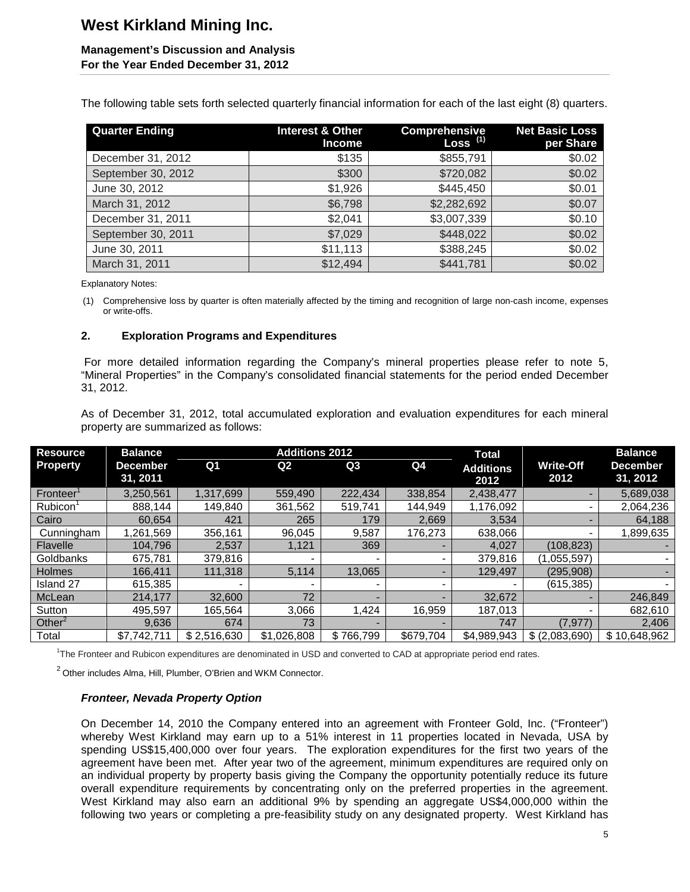The following table sets forth selected quarterly financial information for each of the last eight (8) quarters.

| Quarter Ending | Interest & Other Income | Comprehensive Loss (1) | Net Basic Loss per Share |
|---|---|---|---|
| December 31, 2012 | $135 | $855,791 | $0.02 |
| September 30, 2012 | $300 | $720,082 | $0.02 |
| June 30, 2012 | $1,926 | $445,450 | $0.01 |
| March 31, 2012 | $6,798 | $2,282,692 | $0.07 |
| December 31, 2011 | $2,041 | $3,007,339 | $0.10 |
| September 30, 2011 | $7,029 | $448,022 | $0.02 |
| June 30, 2011 | $11,113 | $388,245 | $0.02 |
| March 31, 2011 | $12,494 | $441,781 | $0.02 |

Explanatory Notes:

(1) Comprehensive loss by quarter is often materially affected by the timing and recognition of large non-cash income, expenses or write-offs.

## 2. Exploration Programs and Expenditures

For more detailed information regarding the Company's mineral properties please refer to note 5, "Mineral Properties" in the Company's consolidated financial statements for the period ended December 31, 2012.

As of December 31, 2012, total accumulated exploration and evaluation expenditures for each mineral property are summarized as follows:

| Resource Property | Balance December 31, 2011 | Additions 2012 | | | | Total Additions 2012 | Write-Off 2012 | Balance December 31, 2012 |
|---|---|---|---|---|---|---|---|---|
| | | Q1 | Q2 | Q3 | Q4 | | | |
| Fronteer[1] | 3,250,561 | 1,317,699 | 559,490 | 222,434 | 338,854 | 2,438,477 | - | 5,689,038 |
| Rubicon[1] | 888,144 | 149,840 | 361,562 | 519,741 | 144,949 | 1,176,092 | - | 2,064,236 |
| Cairo | 60,654 | 421 | 265 | 179 | 2,669 | 3,534 | - | 64,188 |
| Cunningham | 1,261,569 | 356,161 | 96,045 | 9,587 | 176,273 | 638,066 | - | 1,899,635 |
| Flavelle | 104,796 | 2,537 | 1,121 | 369 | - | 4,027 | (108,823) | - |
| Goldbanks | 675,781 | 379,816 | - | - | - | 379,816 | (1,055,597) | - |
| Holmes | 166,411 | 111,318 | 5,114 | 13,065 | - | 129,497 | (295,908) | - |
| Island 27 | 615,385 | - | - | - | - | - | (615,385) | - |
| McLean | 214,177 | 32,600 | 72 | - | - | 32,672 | - | 246,849 |
| Sutton | 495,597 | 165,564 | 3,066 | 1,424 | 16,959 | 187,013 | - | 682,610 |
| Other[2] | 9,636 | 674 | 73 | - | - | 747 | (7,977) | 2,406 |
| Total | $7,742,711 | $ 2,516,630 | $1,026,808 | $ 766,799 | $679,704 | $4,989,943 | $ (2,083,690) | $ 10,648,962 |

[1]The Fronteer and Rubicon expenditures are denominated in USD and converted to CAD at appropriate period end rates.

[2] Other includes Alma, Hill, Plumber, O'Brien and WKM Connector.

### *Fronteer, Nevada Property Option*

On December 14, 2010 the Company entered into an agreement with Fronteer Gold, Inc. ("Fronteer") whereby West Kirkland may earn up to a 51% interest in 11 properties located in Nevada, USA by spending US$15,400,000 over four years. The exploration expenditures for the first two years of the agreement have been met. After year two of the agreement, minimum expenditures are required only on an individual property by property basis giving the Company the opportunity potentially reduce its future overall expenditure requirements by concentrating only on the preferred properties in the agreement. West Kirkland may also earn an additional 9% by spending an aggregate US$4,000,000 within the following two years or completing a pre-feasibility study on any designated property. West Kirkland has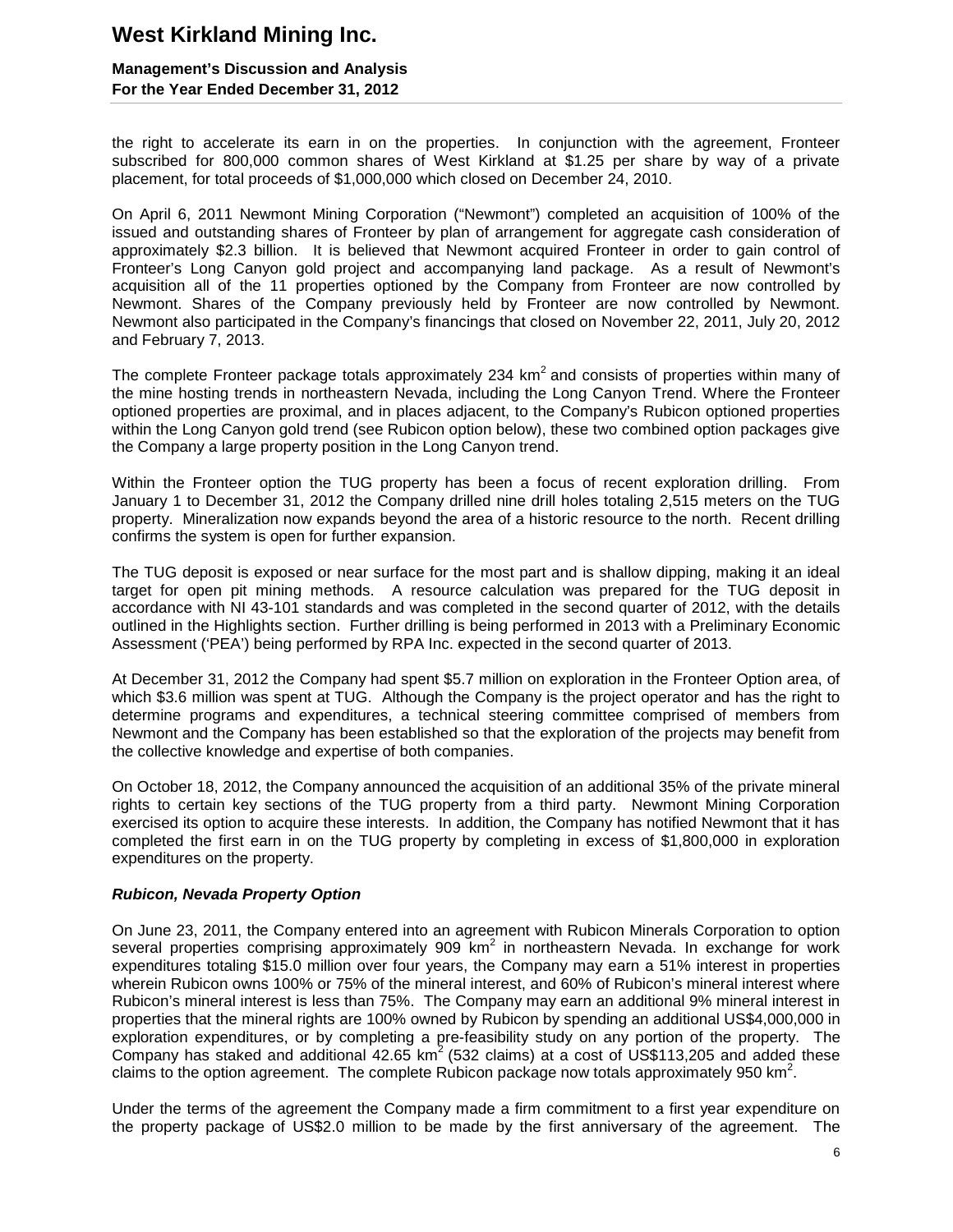the right to accelerate its earn in on the properties. In conjunction with the agreement, Fronteer subscribed for 800,000 common shares of West Kirkland at $1.25 per share by way of a private placement, for total proceeds of $1,000,000 which closed on December 24, 2010.

On April 6, 2011 Newmont Mining Corporation ("Newmont") completed an acquisition of 100% of the issued and outstanding shares of Fronteer by plan of arrangement for aggregate cash consideration of approximately $2.3 billion. It is believed that Newmont acquired Fronteer in order to gain control of Fronteer's Long Canyon gold project and accompanying land package. As a result of Newmont's acquisition all of the 11 properties optioned by the Company from Fronteer are now controlled by Newmont. Shares of the Company previously held by Fronteer are now controlled by Newmont. Newmont also participated in the Company's financings that closed on November 22, 2011, July 20, 2012 and February 7, 2013.

The complete Fronteer package totals approximately 234 $km^2$ and consists of properties within many of the mine hosting trends in northeastern Nevada, including the Long Canyon Trend. Where the Fronteer optioned properties are proximal, and in places adjacent, to the Company's Rubicon optioned properties within the Long Canyon gold trend (see Rubicon option below), these two combined option packages give the Company a large property position in the Long Canyon trend.

Within the Fronteer option the TUG property has been a focus of recent exploration drilling. From January 1 to December 31, 2012 the Company drilled nine drill holes totaling 2,515 meters on the TUG property. Mineralization now expands beyond the area of a historic resource to the north. Recent drilling confirms the system is open for further expansion.

The TUG deposit is exposed or near surface for the most part and is shallow dipping, making it an ideal target for open pit mining methods. A resource calculation was prepared for the TUG deposit in accordance with NI 43-101 standards and was completed in the second quarter of 2012, with the details outlined in the Highlights section. Further drilling is being performed in 2013 with a Preliminary Economic Assessment ('PEA') being performed by RPA Inc. expected in the second quarter of 2013.

At December 31, 2012 the Company had spent $5.7 million on exploration in the Fronteer Option area, of which $3.6 million was spent at TUG. Although the Company is the project operator and has the right to determine programs and expenditures, a technical steering committee comprised of members from Newmont and the Company has been established so that the exploration of the projects may benefit from the collective knowledge and expertise of both companies.

On October 18, 2012, the Company announced the acquisition of an additional 35% of the private mineral rights to certain key sections of the TUG property from a third party. Newmont Mining Corporation exercised its option to acquire these interests. In addition, the Company has notified Newmont that it has completed the first earn in on the TUG property by completing in excess of $1,800,000 in exploration expenditures on the property.

***Rubicon, Nevada Property Option***

On June 23, 2011, the Company entered into an agreement with Rubicon Minerals Corporation to option several properties comprising approximately 909 $km^2$ in northeastern Nevada. In exchange for work expenditures totaling $15.0 million over four years, the Company may earn a 51% interest in properties wherein Rubicon owns 100% or 75% of the mineral interest, and 60% of Rubicon's mineral interest where Rubicon's mineral interest is less than 75%. The Company may earn an additional 9% mineral interest in properties that the mineral rights are 100% owned by Rubicon by spending an additional US$4,000,000 in exploration expenditures, or by completing a pre-feasibility study on any portion of the property. The Company has staked and additional 42.65 $km^2$ (532 claims) at a cost of US$113,205 and added these claims to the option agreement. The complete Rubicon package now totals approximately 950 $km^2$.

Under the terms of the agreement the Company made a firm commitment to a first year expenditure on the property package of US$2.0 million to be made by the first anniversary of the agreement. The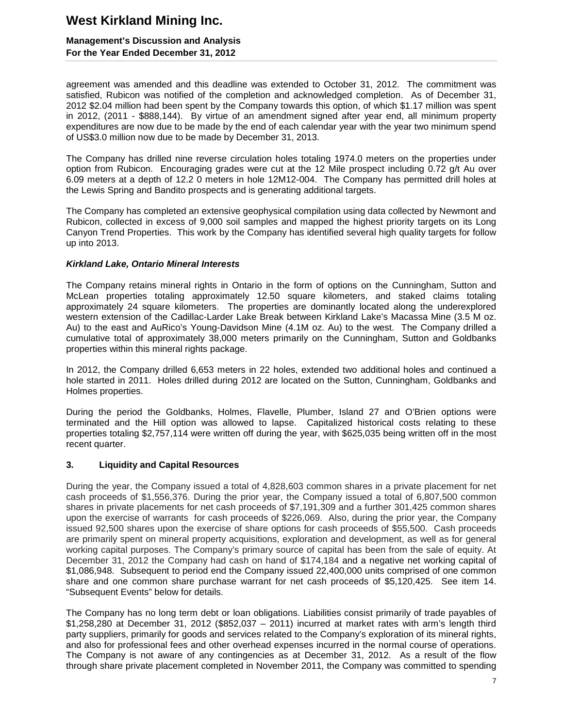agreement was amended and this deadline was extended to October 31, 2012. The commitment was satisfied, Rubicon was notified of the completion and acknowledged completion. As of December 31, 2012 $2.04 million had been spent by the Company towards this option, of which $1.17 million was spent in 2012, (2011 - $888,144). By virtue of an amendment signed after year end, all minimum property expenditures are now due to be made by the end of each calendar year with the year two minimum spend of US$3.0 million now due to be made by December 31, 2013.

The Company has drilled nine reverse circulation holes totaling 1974.0 meters on the properties under option from Rubicon. Encouraging grades were cut at the 12 Mile prospect including 0.72 g/t Au over 6.09 meters at a depth of 12.2 0 meters in hole 12M12-004. The Company has permitted drill holes at the Lewis Spring and Bandito prospects and is generating additional targets.

The Company has completed an extensive geophysical compilation using data collected by Newmont and Rubicon, collected in excess of 9,000 soil samples and mapped the highest priority targets on its Long Canyon Trend Properties. This work by the Company has identified several high quality targets for follow up into 2013.

***Kirkland Lake, Ontario Mineral Interests***

The Company retains mineral rights in Ontario in the form of options on the Cunningham, Sutton and McLean properties totaling approximately 12.50 square kilometers, and staked claims totaling approximately 24 square kilometers. The properties are dominantly located along the underexplored western extension of the Cadillac-Larder Lake Break between Kirkland Lake's Macassa Mine (3.5 M oz. Au) to the east and AuRico's Young-Davidson Mine (4.1M oz. Au) to the west. The Company drilled a cumulative total of approximately 38,000 meters primarily on the Cunningham, Sutton and Goldbanks properties within this mineral rights package.

In 2012, the Company drilled 6,653 meters in 22 holes, extended two additional holes and continued a hole started in 2011. Holes drilled during 2012 are located on the Sutton, Cunningham, Goldbanks and Holmes properties.

During the period the Goldbanks, Holmes, Flavelle, Plumber, Island 27 and O'Brien options were terminated and the Hill option was allowed to lapse. Capitalized historical costs relating to these properties totaling $2,757,114 were written off during the year, with $625,035 being written off in the most recent quarter.

## 3. Liquidity and Capital Resources

During the year, the Company issued a total of 4,828,603 common shares in a private placement for net cash proceeds of $1,556,376. During the prior year, the Company issued a total of 6,807,500 common shares in private placements for net cash proceeds of $7,191,309 and a further 301,425 common shares upon the exercise of warrants for cash proceeds of $226,069. Also, during the prior year, the Company issued 92,500 shares upon the exercise of share options for cash proceeds of $55,500. Cash proceeds are primarily spent on mineral property acquisitions, exploration and development, as well as for general working capital purposes. The Company's primary source of capital has been from the sale of equity. At December 31, 2012 the Company had cash on hand of $174,184 and a negative net working capital of $1,086,948. Subsequent to period end the Company issued 22,400,000 units comprised of one common share and one common share purchase warrant for net cash proceeds of $5,120,425. See item 14. "Subsequent Events" below for details.

The Company has no long term debt or loan obligations. Liabilities consist primarily of trade payables of $1,258,280 at December 31, 2012 ($852,037 – 2011) incurred at market rates with arm's length third party suppliers, primarily for goods and services related to the Company's exploration of its mineral rights, and also for professional fees and other overhead expenses incurred in the normal course of operations. The Company is not aware of any contingencies as at December 31, 2012. As a result of the flow through share private placement completed in November 2011, the Company was committed to spending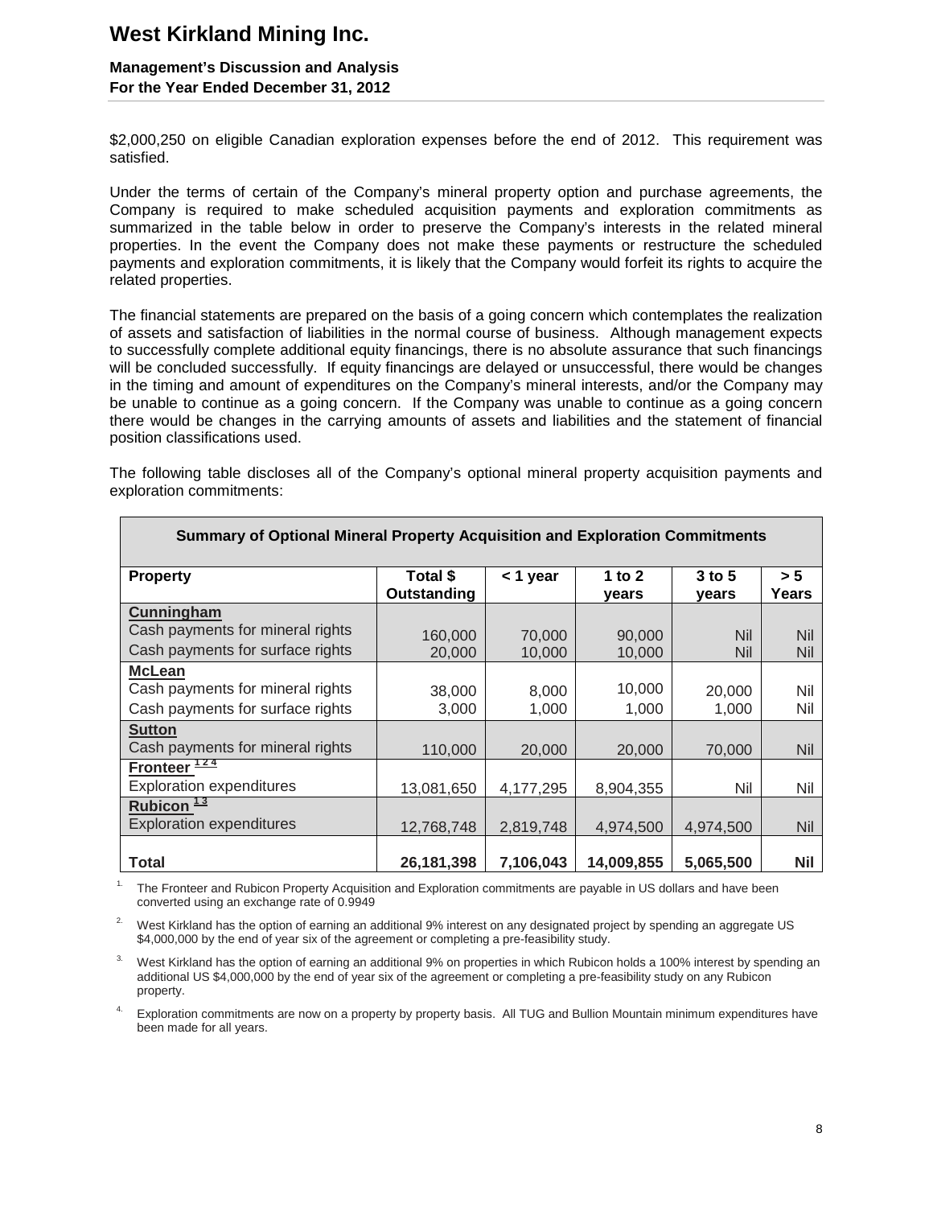$2,000,250 on eligible Canadian exploration expenses before the end of 2012. This requirement was satisfied.

Under the terms of certain of the Company's mineral property option and purchase agreements, the Company is required to make scheduled acquisition payments and exploration commitments as summarized in the table below in order to preserve the Company's interests in the related mineral properties. In the event the Company does not make these payments or restructure the scheduled payments and exploration commitments, it is likely that the Company would forfeit its rights to acquire the related properties.

The financial statements are prepared on the basis of a going concern which contemplates the realization of assets and satisfaction of liabilities in the normal course of business. Although management expects to successfully complete additional equity financings, there is no absolute assurance that such financings will be concluded successfully. If equity financings are delayed or unsuccessful, there would be changes in the timing and amount of expenditures on the Company's mineral interests, and/or the Company may be unable to continue as a going concern. If the Company was unable to continue as a going concern there would be changes in the carrying amounts of assets and liabilities and the statement of financial position classifications used.

The following table discloses all of the Company's optional mineral property acquisition payments and exploration commitments:

| **Summary of Optional Mineral Property Acquisition and Exploration Commitments** | | | | | |
|---|---|---|---|---|---|
| **Property** | **Total $ Outstanding** | **< 1 year** | **1 to 2 years** | **3 to 5 years** | **> 5 Years** |
| **Cunningham** | | | | | |
| Cash payments for mineral rights | 160,000 | 70,000 | 90,000 | Nil | Nil |
| Cash payments for surface rights | 20,000 | 10,000 | 10,000 | Nil | Nil |
| **McLean** | | | | | |
| Cash payments for mineral rights | 38,000 | 8,000 | 10,000 | 20,000 | Nil |
| Cash payments for surface rights | 3,000 | 1,000 | 1,000 | 1,000 | Nil |
| **Sutton** | | | | | |
| Cash payments for mineral rights | 110,000 | 20,000 | 20,000 | 70,000 | Nil |
| **Fronteer** [1 2 4] | | | | | |
| Exploration expenditures | 13,081,650 | 4,177,295 | 8,904,355 | Nil | Nil |
| **Rubicon** [1 3] | | | | | |
| Exploration expenditures | 12,768,748 | 2,819,748 | 4,974,500 | 4,974,500 | Nil |
| **Total** | **26,181,398** | **7,106,043** | **14,009,855** | **5,065,500** | **Nil** |

1. The Fronteer and Rubicon Property Acquisition and Exploration commitments are payable in US dollars and have been converted using an exchange rate of 0.9949

2. West Kirkland has the option of earning an additional 9% interest on any designated project by spending an aggregate US $4,000,000 by the end of year six of the agreement or completing a pre-feasibility study.

3. West Kirkland has the option of earning an additional 9% on properties in which Rubicon holds a 100% interest by spending an additional US $4,000,000 by the end of year six of the agreement or completing a pre-feasibility study on any Rubicon property.

4. Exploration commitments are now on a property by property basis. All TUG and Bullion Mountain minimum expenditures have been made for all years.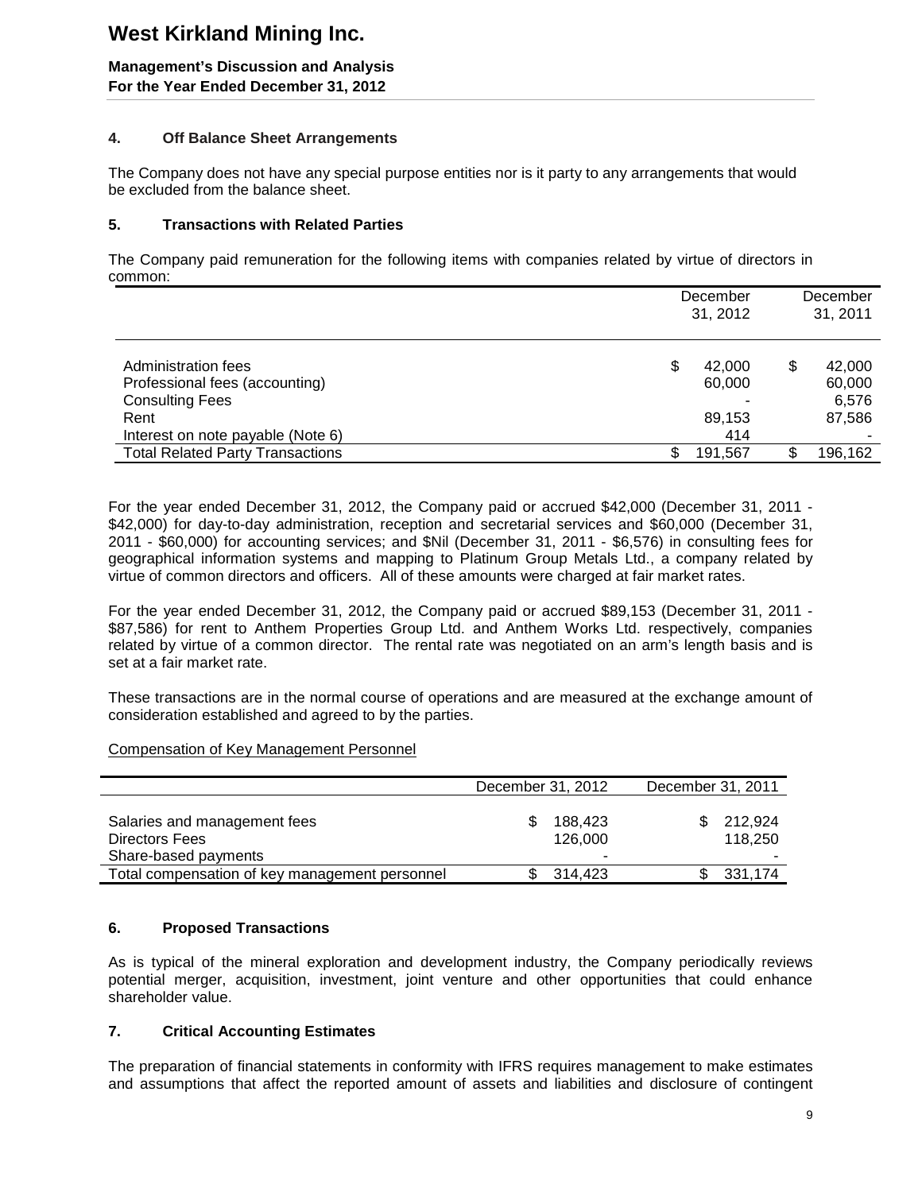### 4. Off Balance Sheet Arrangements

The Company does not have any special purpose entities nor is it party to any arrangements that would be excluded from the balance sheet.

### 5. Transactions with Related Parties

The Company paid remuneration for the following items with companies related by virtue of directors in common:

| | December 31, 2012 | December 31, 2011 |
|---|---|---|
| Administration fees | $ 42,000 | $ 42,000 |
| Professional fees (accounting) | 60,000 | 60,000 |
| Consulting Fees | - | 6,576 |
| Rent | 89,153 | 87,586 |
| Interest on note payable (Note 6) | 414 | - |
| Total Related Party Transactions | $ 191,567 | $ 196,162 |

For the year ended December 31, 2012, the Company paid or accrued $42,000 (December 31, 2011 - $42,000) for day-to-day administration, reception and secretarial services and $60,000 (December 31, 2011 - $60,000) for accounting services; and $Nil (December 31, 2011 - $6,576) in consulting fees for geographical information systems and mapping to Platinum Group Metals Ltd., a company related by virtue of common directors and officers. All of these amounts were charged at fair market rates.

For the year ended December 31, 2012, the Company paid or accrued $89,153 (December 31, 2011 - $87,586) for rent to Anthem Properties Group Ltd. and Anthem Works Ltd. respectively, companies related by virtue of a common director. The rental rate was negotiated on an arm's length basis and is set at a fair market rate.

These transactions are in the normal course of operations and are measured at the exchange amount of consideration established and agreed to by the parties.

Compensation of Key Management Personnel

| | December 31, 2012 | December 31, 2011 |
|---|---|---|
| Salaries and management fees | $ 188,423 | $ 212,924 |
| Directors Fees | 126,000 | 118,250 |
| Share-based payments | - | - |
| Total compensation of key management personnel | $ 314,423 | $ 331,174 |

### 6. Proposed Transactions

As is typical of the mineral exploration and development industry, the Company periodically reviews potential merger, acquisition, investment, joint venture and other opportunities that could enhance shareholder value.

### 7. Critical Accounting Estimates

The preparation of financial statements in conformity with IFRS requires management to make estimates and assumptions that affect the reported amount of assets and liabilities and disclosure of contingent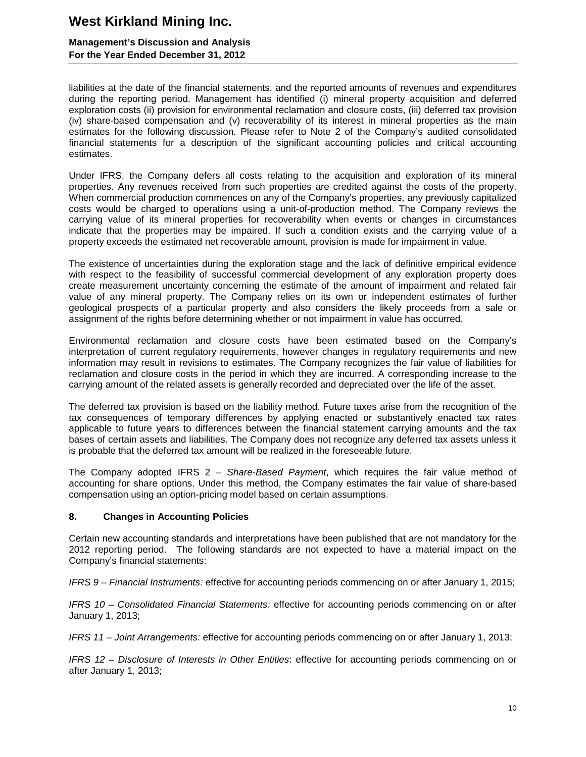liabilities at the date of the financial statements, and the reported amounts of revenues and expenditures during the reporting period. Management has identified (i) mineral property acquisition and deferred exploration costs (ii) provision for environmental reclamation and closure costs, (iii) deferred tax provision (iv) share-based compensation and (v) recoverability of its interest in mineral properties as the main estimates for the following discussion. Please refer to Note 2 of the Company's audited consolidated financial statements for a description of the significant accounting policies and critical accounting estimates.

Under IFRS, the Company defers all costs relating to the acquisition and exploration of its mineral properties. Any revenues received from such properties are credited against the costs of the property. When commercial production commences on any of the Company's properties, any previously capitalized costs would be charged to operations using a unit-of-production method. The Company reviews the carrying value of its mineral properties for recoverability when events or changes in circumstances indicate that the properties may be impaired. If such a condition exists and the carrying value of a property exceeds the estimated net recoverable amount, provision is made for impairment in value.

The existence of uncertainties during the exploration stage and the lack of definitive empirical evidence with respect to the feasibility of successful commercial development of any exploration property does create measurement uncertainty concerning the estimate of the amount of impairment and related fair value of any mineral property. The Company relies on its own or independent estimates of further geological prospects of a particular property and also considers the likely proceeds from a sale or assignment of the rights before determining whether or not impairment in value has occurred.

Environmental reclamation and closure costs have been estimated based on the Company's interpretation of current regulatory requirements, however changes in regulatory requirements and new information may result in revisions to estimates. The Company recognizes the fair value of liabilities for reclamation and closure costs in the period in which they are incurred. A corresponding increase to the carrying amount of the related assets is generally recorded and depreciated over the life of the asset.

The deferred tax provision is based on the liability method. Future taxes arise from the recognition of the tax consequences of temporary differences by applying enacted or substantively enacted tax rates applicable to future years to differences between the financial statement carrying amounts and the tax bases of certain assets and liabilities. The Company does not recognize any deferred tax assets unless it is probable that the deferred tax amount will be realized in the foreseeable future.

The Company adopted IFRS 2 – *Share-Based Payment*, which requires the fair value method of accounting for share options. Under this method, the Company estimates the fair value of share-based compensation using an option-pricing model based on certain assumptions.

## 8. Changes in Accounting Policies

Certain new accounting standards and interpretations have been published that are not mandatory for the 2012 reporting period. The following standards are not expected to have a material impact on the Company's financial statements:

*IFRS 9 – Financial Instruments:* effective for accounting periods commencing on or after January 1, 2015;

*IFRS 10 – Consolidated Financial Statements:* effective for accounting periods commencing on or after January 1, 2013;

*IFRS 11 – Joint Arrangements:* effective for accounting periods commencing on or after January 1, 2013;

*IFRS 12 – Disclosure of Interests in Other Entities*: effective for accounting periods commencing on or after January 1, 2013;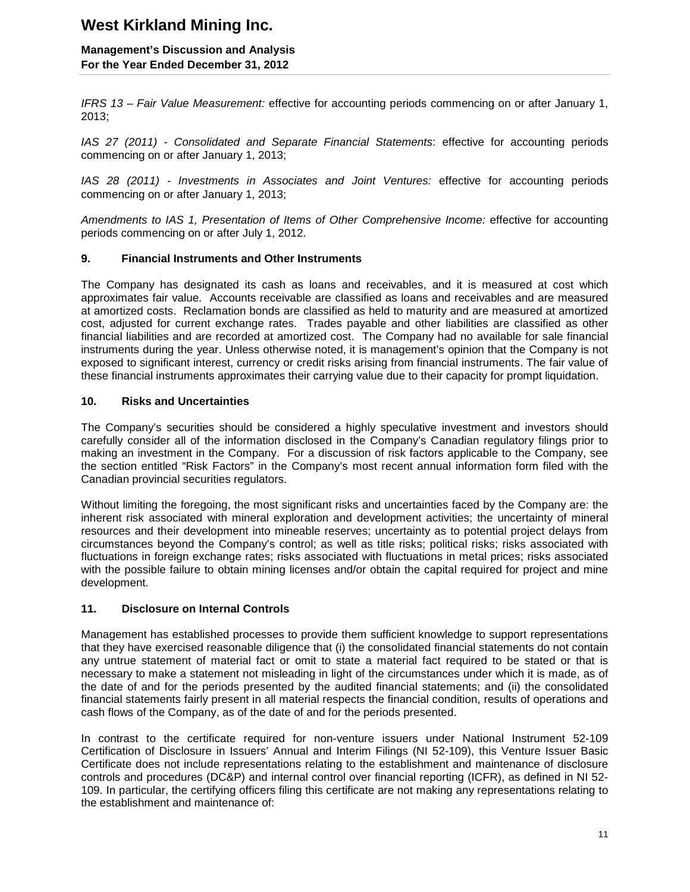*IFRS 13 – Fair Value Measurement:* effective for accounting periods commencing on or after January 1, 2013;

*IAS 27 (2011) - Consolidated and Separate Financial Statements*: effective for accounting periods commencing on or after January 1, 2013;

*IAS 28 (2011) - Investments in Associates and Joint Ventures:* effective for accounting periods commencing on or after January 1, 2013;

*Amendments to IAS 1, Presentation of Items of Other Comprehensive Income:* effective for accounting periods commencing on or after July 1, 2012.

## 9. Financial Instruments and Other Instruments

The Company has designated its cash as loans and receivables, and it is measured at cost which approximates fair value. Accounts receivable are classified as loans and receivables and are measured at amortized costs. Reclamation bonds are classified as held to maturity and are measured at amortized cost, adjusted for current exchange rates. Trades payable and other liabilities are classified as other financial liabilities and are recorded at amortized cost. The Company had no available for sale financial instruments during the year. Unless otherwise noted, it is management's opinion that the Company is not exposed to significant interest, currency or credit risks arising from financial instruments. The fair value of these financial instruments approximates their carrying value due to their capacity for prompt liquidation.

## 10. Risks and Uncertainties

The Company's securities should be considered a highly speculative investment and investors should carefully consider all of the information disclosed in the Company's Canadian regulatory filings prior to making an investment in the Company. For a discussion of risk factors applicable to the Company, see the section entitled "Risk Factors" in the Company's most recent annual information form filed with the Canadian provincial securities regulators.

Without limiting the foregoing, the most significant risks and uncertainties faced by the Company are: the inherent risk associated with mineral exploration and development activities; the uncertainty of mineral resources and their development into mineable reserves; uncertainty as to potential project delays from circumstances beyond the Company's control; as well as title risks; political risks; risks associated with fluctuations in foreign exchange rates; risks associated with fluctuations in metal prices; risks associated with the possible failure to obtain mining licenses and/or obtain the capital required for project and mine development.

## 11. Disclosure on Internal Controls

Management has established processes to provide them sufficient knowledge to support representations that they have exercised reasonable diligence that (i) the consolidated financial statements do not contain any untrue statement of material fact or omit to state a material fact required to be stated or that is necessary to make a statement not misleading in light of the circumstances under which it is made, as of the date of and for the periods presented by the audited financial statements; and (ii) the consolidated financial statements fairly present in all material respects the financial condition, results of operations and cash flows of the Company, as of the date of and for the periods presented.

In contrast to the certificate required for non-venture issuers under National Instrument 52-109 Certification of Disclosure in Issuers' Annual and Interim Filings (NI 52-109), this Venture Issuer Basic Certificate does not include representations relating to the establishment and maintenance of disclosure controls and procedures (DC&P) and internal control over financial reporting (ICFR), as defined in NI 52-109. In particular, the certifying officers filing this certificate are not making any representations relating to the establishment and maintenance of: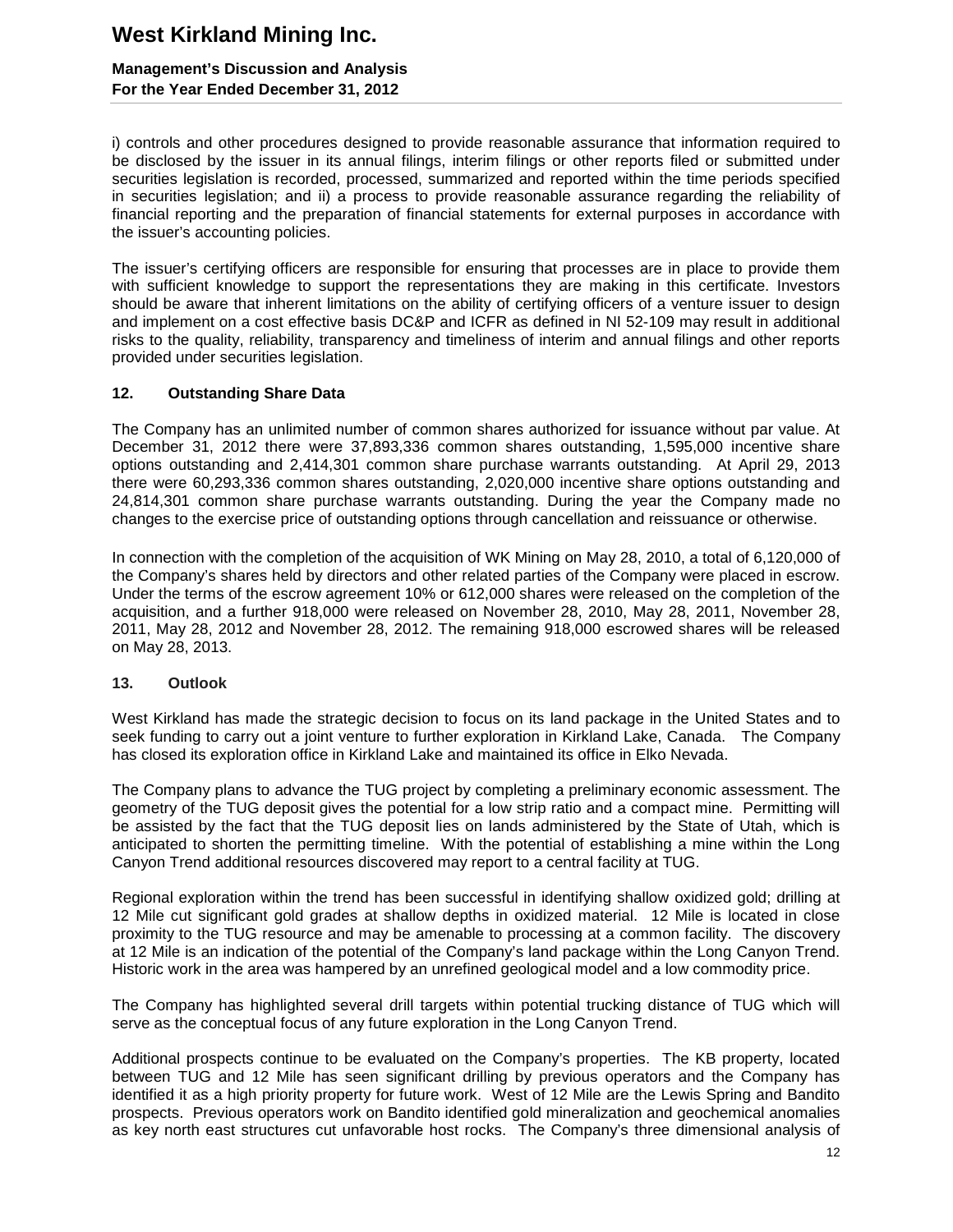i) controls and other procedures designed to provide reasonable assurance that information required to be disclosed by the issuer in its annual filings, interim filings or other reports filed or submitted under securities legislation is recorded, processed, summarized and reported within the time periods specified in securities legislation; and ii) a process to provide reasonable assurance regarding the reliability of financial reporting and the preparation of financial statements for external purposes in accordance with the issuer's accounting policies.

The issuer's certifying officers are responsible for ensuring that processes are in place to provide them with sufficient knowledge to support the representations they are making in this certificate. Investors should be aware that inherent limitations on the ability of certifying officers of a venture issuer to design and implement on a cost effective basis DC&P and ICFR as defined in NI 52-109 may result in additional risks to the quality, reliability, transparency and timeliness of interim and annual filings and other reports provided under securities legislation.

## 12. Outstanding Share Data

The Company has an unlimited number of common shares authorized for issuance without par value. At December 31, 2012 there were 37,893,336 common shares outstanding, 1,595,000 incentive share options outstanding and 2,414,301 common share purchase warrants outstanding. At April 29, 2013 there were 60,293,336 common shares outstanding, 2,020,000 incentive share options outstanding and 24,814,301 common share purchase warrants outstanding. During the year the Company made no changes to the exercise price of outstanding options through cancellation and reissuance or otherwise.

In connection with the completion of the acquisition of WK Mining on May 28, 2010, a total of 6,120,000 of the Company's shares held by directors and other related parties of the Company were placed in escrow. Under the terms of the escrow agreement 10% or 612,000 shares were released on the completion of the acquisition, and a further 918,000 were released on November 28, 2010, May 28, 2011, November 28, 2011, May 28, 2012 and November 28, 2012. The remaining 918,000 escrowed shares will be released on May 28, 2013.

## 13. Outlook

West Kirkland has made the strategic decision to focus on its land package in the United States and to seek funding to carry out a joint venture to further exploration in Kirkland Lake, Canada. The Company has closed its exploration office in Kirkland Lake and maintained its office in Elko Nevada.

The Company plans to advance the TUG project by completing a preliminary economic assessment. The geometry of the TUG deposit gives the potential for a low strip ratio and a compact mine. Permitting will be assisted by the fact that the TUG deposit lies on lands administered by the State of Utah, which is anticipated to shorten the permitting timeline. With the potential of establishing a mine within the Long Canyon Trend additional resources discovered may report to a central facility at TUG.

Regional exploration within the trend has been successful in identifying shallow oxidized gold; drilling at 12 Mile cut significant gold grades at shallow depths in oxidized material. 12 Mile is located in close proximity to the TUG resource and may be amenable to processing at a common facility. The discovery at 12 Mile is an indication of the potential of the Company's land package within the Long Canyon Trend. Historic work in the area was hampered by an unrefined geological model and a low commodity price.

The Company has highlighted several drill targets within potential trucking distance of TUG which will serve as the conceptual focus of any future exploration in the Long Canyon Trend.

Additional prospects continue to be evaluated on the Company's properties. The KB property, located between TUG and 12 Mile has seen significant drilling by previous operators and the Company has identified it as a high priority property for future work. West of 12 Mile are the Lewis Spring and Bandito prospects. Previous operators work on Bandito identified gold mineralization and geochemical anomalies as key north east structures cut unfavorable host rocks. The Company's three dimensional analysis of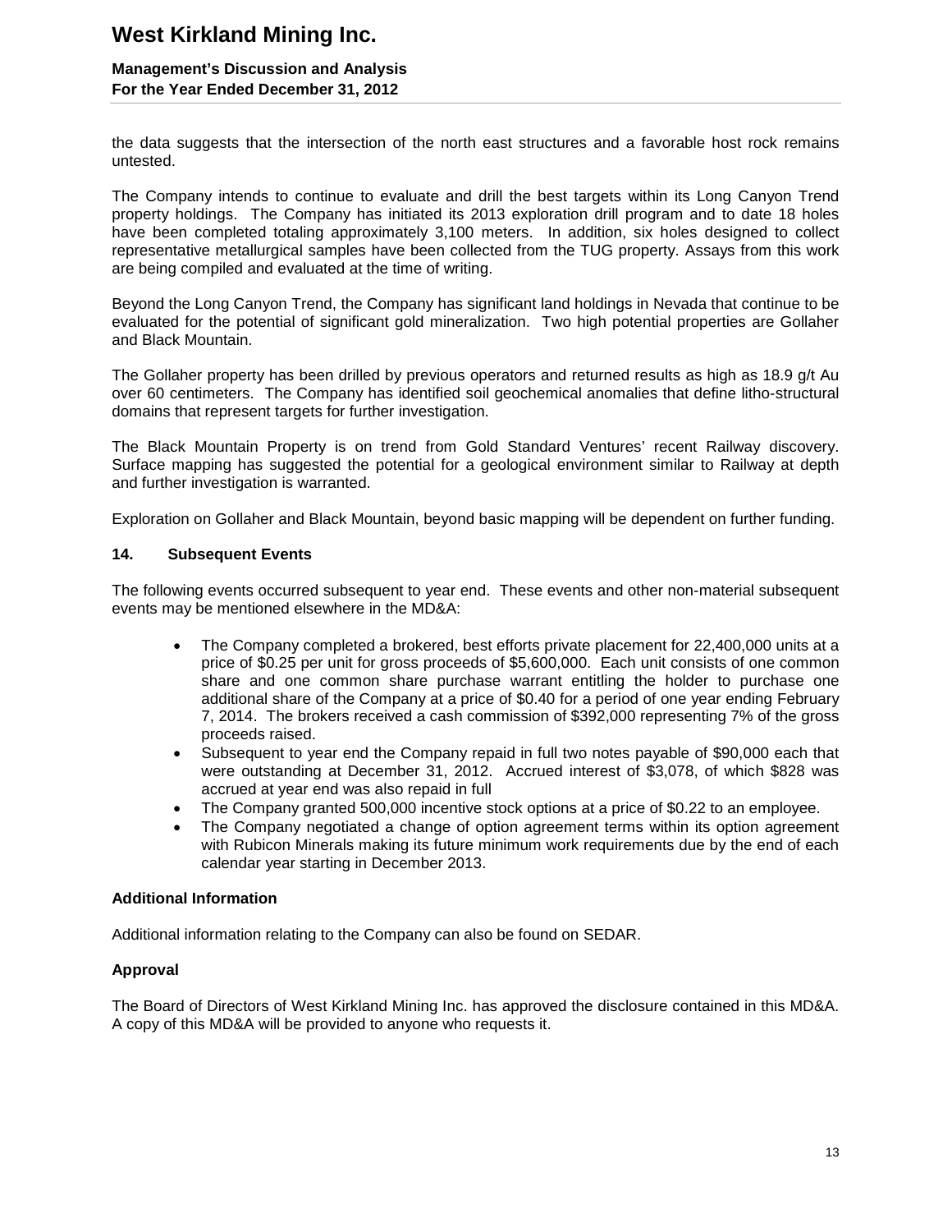the data suggests that the intersection of the north east structures and a favorable host rock remains untested.

The Company intends to continue to evaluate and drill the best targets within its Long Canyon Trend property holdings. The Company has initiated its 2013 exploration drill program and to date 18 holes have been completed totaling approximately 3,100 meters. In addition, six holes designed to collect representative metallurgical samples have been collected from the TUG property. Assays from this work are being compiled and evaluated at the time of writing.

Beyond the Long Canyon Trend, the Company has significant land holdings in Nevada that continue to be evaluated for the potential of significant gold mineralization. Two high potential properties are Gollaher and Black Mountain.

The Gollaher property has been drilled by previous operators and returned results as high as 18.9 g/t Au over 60 centimeters. The Company has identified soil geochemical anomalies that define litho-structural domains that represent targets for further investigation.

The Black Mountain Property is on trend from Gold Standard Ventures' recent Railway discovery. Surface mapping has suggested the potential for a geological environment similar to Railway at depth and further investigation is warranted.

Exploration on Gollaher and Black Mountain, beyond basic mapping will be dependent on further funding.

## 14. Subsequent Events

The following events occurred subsequent to year end. These events and other non-material subsequent events may be mentioned elsewhere in the MD&A:

- The Company completed a brokered, best efforts private placement for 22,400,000 units at a price of $0.25 per unit for gross proceeds of $5,600,000. Each unit consists of one common share and one common share purchase warrant entitling the holder to purchase one additional share of the Company at a price of $0.40 for a period of one year ending February 7, 2014. The brokers received a cash commission of $392,000 representing 7% of the gross proceeds raised.
- Subsequent to year end the Company repaid in full two notes payable of $90,000 each that were outstanding at December 31, 2012. Accrued interest of $3,078, of which $828 was accrued at year end was also repaid in full
- The Company granted 500,000 incentive stock options at a price of $0.22 to an employee.
- The Company negotiated a change of option agreement terms within its option agreement with Rubicon Minerals making its future minimum work requirements due by the end of each calendar year starting in December 2013.

### Additional Information

Additional information relating to the Company can also be found on SEDAR.

### Approval

The Board of Directors of West Kirkland Mining Inc. has approved the disclosure contained in this MD&A. A copy of this MD&A will be provided to anyone who requests it.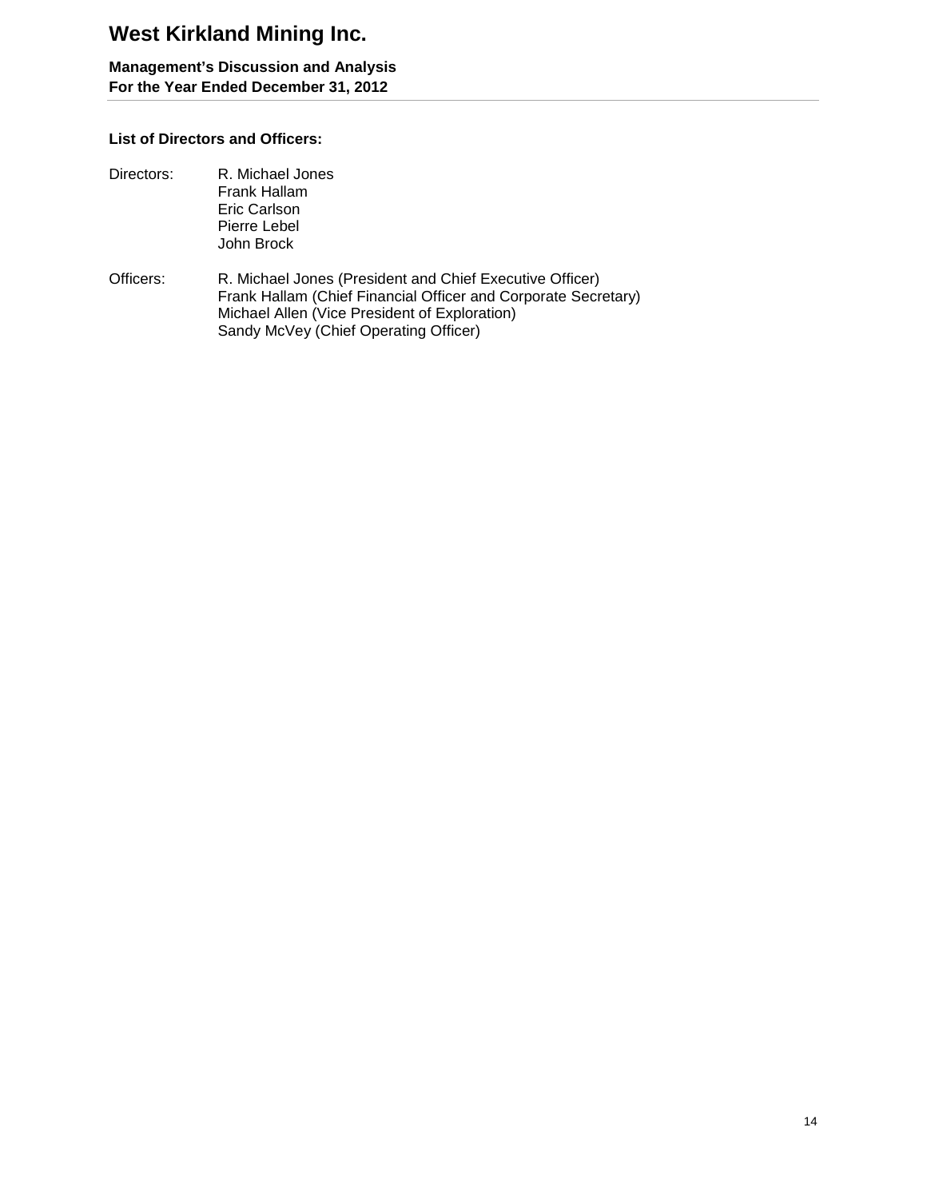**List of Directors and Officers:**

Directors:

R. Michael Jones
Frank Hallam
Eric Carlson
Pierre Lebel
John Brock

Officers:

R. Michael Jones (President and Chief Executive Officer)
Frank Hallam (Chief Financial Officer and Corporate Secretary)
Michael Allen (Vice President of Exploration)
Sandy McVey (Chief Operating Officer)